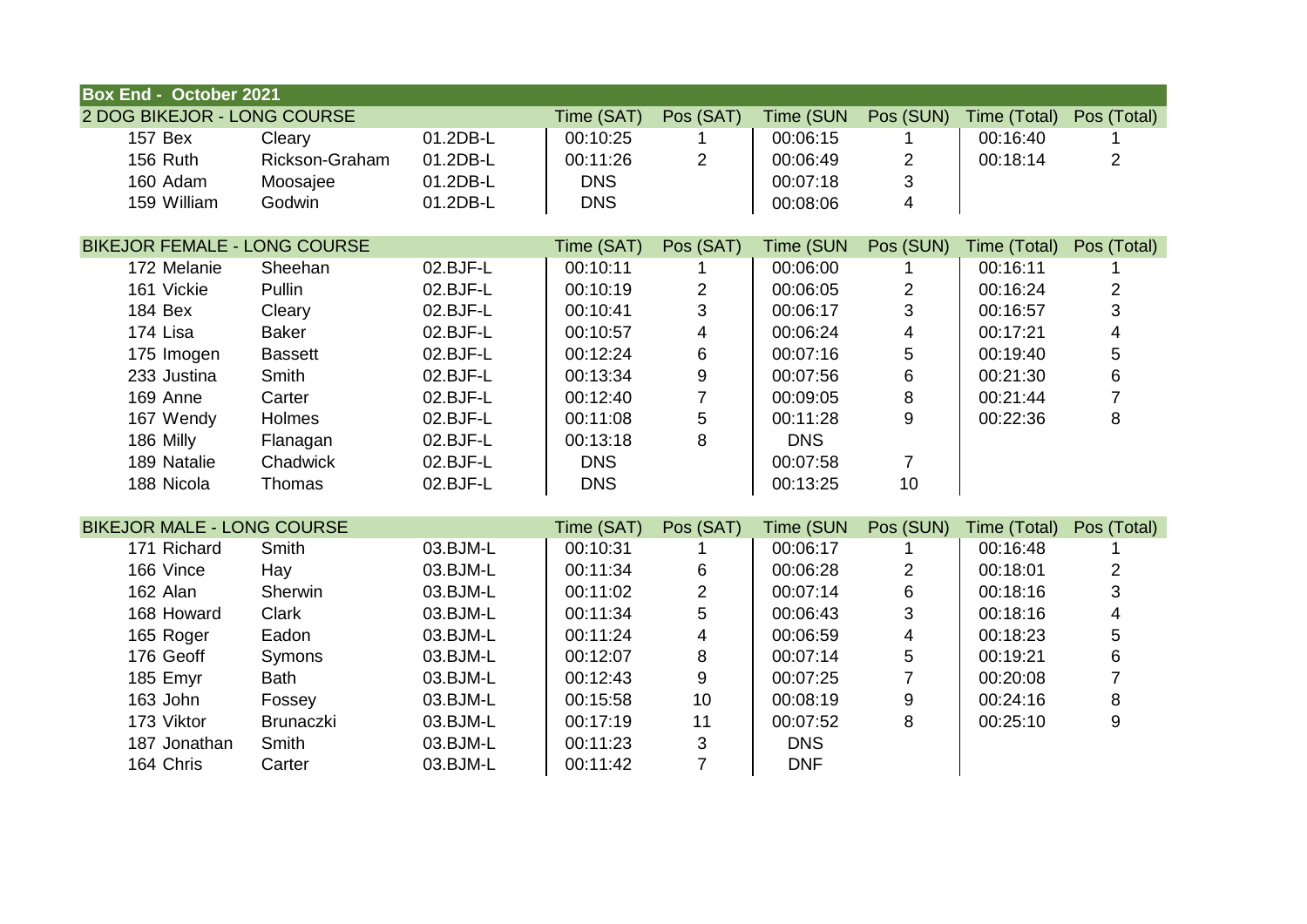## Box End - October 2021

| 2 DOG BIKEJOR - LONG COURSE | | | Time (SAT) | Pos (SAT) | Time (SUN | Pos (SUN) | Time (Total) | Pos (Total) |
|---|---|---|---|---|---|---|---|---|
| 157 Bex | Cleary | 01.2DB-L | 00:10:25 | 1 | 00:06:15 | 1 | 00:16:40 | 1 |
| 156 Ruth | Rickson-Graham | 01.2DB-L | 00:11:26 | 2 | 00:06:49 | 2 | 00:18:14 | 2 |
| 160 Adam | Moosajee | 01.2DB-L | DNS | | 00:07:18 | 3 | | |
| 159 William | Godwin | 01.2DB-L | DNS | | 00:08:06 | 4 | | |

| BIKEJOR FEMALE - LONG COURSE | | | Time (SAT) | Pos (SAT) | Time (SUN | Pos (SUN) | Time (Total) | Pos (Total) |
|---|---|---|---|---|---|---|---|---|
| 172 Melanie | Sheehan | 02.BJF-L | 00:10:11 | 1 | 00:06:00 | 1 | 00:16:11 | 1 |
| 161 Vickie | Pullin | 02.BJF-L | 00:10:19 | 2 | 00:06:05 | 2 | 00:16:24 | 2 |
| 184 Bex | Cleary | 02.BJF-L | 00:10:41 | 3 | 00:06:17 | 3 | 00:16:57 | 3 |
| 174 Lisa | Baker | 02.BJF-L | 00:10:57 | 4 | 00:06:24 | 4 | 00:17:21 | 4 |
| 175 Imogen | Bassett | 02.BJF-L | 00:12:24 | 6 | 00:07:16 | 5 | 00:19:40 | 5 |
| 233 Justina | Smith | 02.BJF-L | 00:13:34 | 9 | 00:07:56 | 6 | 00:21:30 | 6 |
| 169 Anne | Carter | 02.BJF-L | 00:12:40 | 7 | 00:09:05 | 8 | 00:21:44 | 7 |
| 167 Wendy | Holmes | 02.BJF-L | 00:11:08 | 5 | 00:11:28 | 9 | 00:22:36 | 8 |
| 186 Milly | Flanagan | 02.BJF-L | 00:13:18 | 8 | DNS | | | |
| 189 Natalie | Chadwick | 02.BJF-L | DNS | | 00:07:58 | 7 | | |
| 188 Nicola | Thomas | 02.BJF-L | DNS | | 00:13:25 | 10 | | |

| BIKEJOR MALE - LONG COURSE | | | Time (SAT) | Pos (SAT) | Time (SUN | Pos (SUN) | Time (Total) | Pos (Total) |
|---|---|---|---|---|---|---|---|---|
| 171 Richard | Smith | 03.BJM-L | 00:10:31 | 1 | 00:06:17 | 1 | 00:16:48 | 1 |
| 166 Vince | Hay | 03.BJM-L | 00:11:34 | 6 | 00:06:28 | 2 | 00:18:01 | 2 |
| 162 Alan | Sherwin | 03.BJM-L | 00:11:02 | 2 | 00:07:14 | 6 | 00:18:16 | 3 |
| 168 Howard | Clark | 03.BJM-L | 00:11:34 | 5 | 00:06:43 | 3 | 00:18:16 | 4 |
| 165 Roger | Eadon | 03.BJM-L | 00:11:24 | 4 | 00:06:59 | 4 | 00:18:23 | 5 |
| 176 Geoff | Symons | 03.BJM-L | 00:12:07 | 8 | 00:07:14 | 5 | 00:19:21 | 6 |
| 185 Emyr | Bath | 03.BJM-L | 00:12:43 | 9 | 00:07:25 | 7 | 00:20:08 | 7 |
| 163 John | Fossey | 03.BJM-L | 00:15:58 | 10 | 00:08:19 | 9 | 00:24:16 | 8 |
| 173 Viktor | Brunaczki | 03.BJM-L | 00:17:19 | 11 | 00:07:52 | 8 | 00:25:10 | 9 |
| 187 Jonathan | Smith | 03.BJM-L | 00:11:23 | 3 | DNS | | | |
| 164 Chris | Carter | 03.BJM-L | 00:11:42 | 7 | DNF | | | |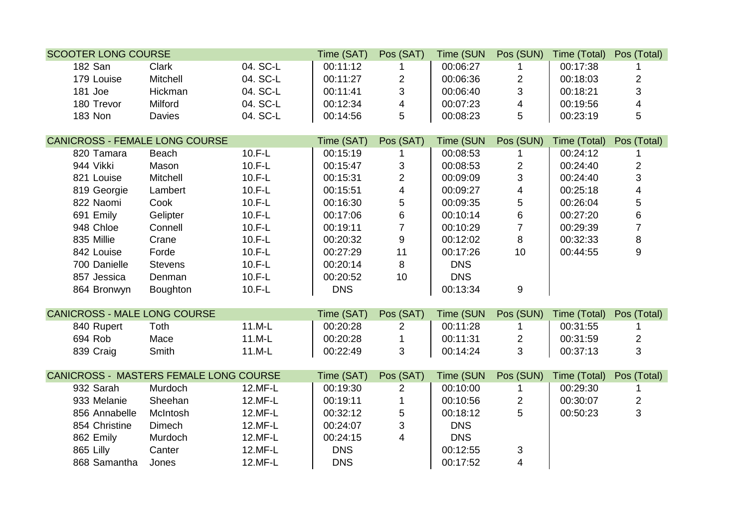| SCOOTER LONG COURSE | | | | Time (SAT) | Pos (SAT) | Time (SUN | Pos (SUN) | Time (Total) | Pos (Total) |
|---|---|---|---|---|---|---|---|---|---|
| 182 | San | Clark | 04. SC-L | 00:11:12 | 1 | 00:06:27 | 1 | 00:17:38 | 1 |
| 179 | Louise | Mitchell | 04. SC-L | 00:11:27 | 2 | 00:06:36 | 2 | 00:18:03 | 2 |
| 181 | Joe | Hickman | 04. SC-L | 00:11:41 | 3 | 00:06:40 | 3 | 00:18:21 | 3 |
| 180 | Trevor | Milford | 04. SC-L | 00:12:34 | 4 | 00:07:23 | 4 | 00:19:56 | 4 |
| 183 | Non | Davies | 04. SC-L | 00:14:56 | 5 | 00:08:23 | 5 | 00:23:19 | 5 |

| CANICROSS - FEMALE LONG COURSE | | | | Time (SAT) | Pos (SAT) | Time (SUN | Pos (SUN) | Time (Total) | Pos (Total) |
|---|---|---|---|---|---|---|---|---|---|
| 820 | Tamara | Beach | 10.F-L | 00:15:19 | 1 | 00:08:53 | 1 | 00:24:12 | 1 |
| 944 | Vikki | Mason | 10.F-L | 00:15:47 | 3 | 00:08:53 | 2 | 00:24:40 | 2 |
| 821 | Louise | Mitchell | 10.F-L | 00:15:31 | 2 | 00:09:09 | 3 | 00:24:40 | 3 |
| 819 | Georgie | Lambert | 10.F-L | 00:15:51 | 4 | 00:09:27 | 4 | 00:25:18 | 4 |
| 822 | Naomi | Cook | 10.F-L | 00:16:30 | 5 | 00:09:35 | 5 | 00:26:04 | 5 |
| 691 | Emily | Gelipter | 10.F-L | 00:17:06 | 6 | 00:10:14 | 6 | 00:27:20 | 6 |
| 948 | Chloe | Connell | 10.F-L | 00:19:11 | 7 | 00:10:29 | 7 | 00:29:39 | 7 |
| 835 | Millie | Crane | 10.F-L | 00:20:32 | 9 | 00:12:02 | 8 | 00:32:33 | 8 |
| 842 | Louise | Forde | 10.F-L | 00:27:29 | 11 | 00:17:26 | 10 | 00:44:55 | 9 |
| 700 | Danielle | Stevens | 10.F-L | 00:20:14 | 8 | DNS | | | |
| 857 | Jessica | Denman | 10.F-L | 00:20:52 | 10 | DNS | | | |
| 864 | Bronwyn | Boughton | 10.F-L | DNS | | 00:13:34 | 9 | | |

| CANICROSS - MALE LONG COURSE | | | | Time (SAT) | Pos (SAT) | Time (SUN | Pos (SUN) | Time (Total) | Pos (Total) |
|---|---|---|---|---|---|---|---|---|---|
| 840 | Rupert | Toth | 11.M-L | 00:20:28 | 2 | 00:11:28 | 1 | 00:31:55 | 1 |
| 694 | Rob | Mace | 11.M-L | 00:20:28 | 1 | 00:11:31 | 2 | 00:31:59 | 2 |
| 839 | Craig | Smith | 11.M-L | 00:22:49 | 3 | 00:14:24 | 3 | 00:37:13 | 3 |

| CANICROSS - MASTERS FEMALE LONG COURSE | | | | Time (SAT) | Pos (SAT) | Time (SUN | Pos (SUN) | Time (Total) | Pos (Total) |
|---|---|---|---|---|---|---|---|---|---|
| 932 | Sarah | Murdoch | 12.MF-L | 00:19:30 | 2 | 00:10:00 | 1 | 00:29:30 | 1 |
| 933 | Melanie | Sheehan | 12.MF-L | 00:19:11 | 1 | 00:10:56 | 2 | 00:30:07 | 2 |
| 856 | Annabelle | McIntosh | 12.MF-L | 00:32:12 | 5 | 00:18:12 | 5 | 00:50:23 | 3 |
| 854 | Christine | Dimech | 12.MF-L | 00:24:07 | 3 | DNS | | | |
| 862 | Emily | Murdoch | 12.MF-L | 00:24:15 | 4 | DNS | | | |
| 865 | Lilly | Canter | 12.MF-L | DNS | | 00:12:55 | 3 | | |
| 868 | Samantha | Jones | 12.MF-L | DNS | | 00:17:52 | 4 | | |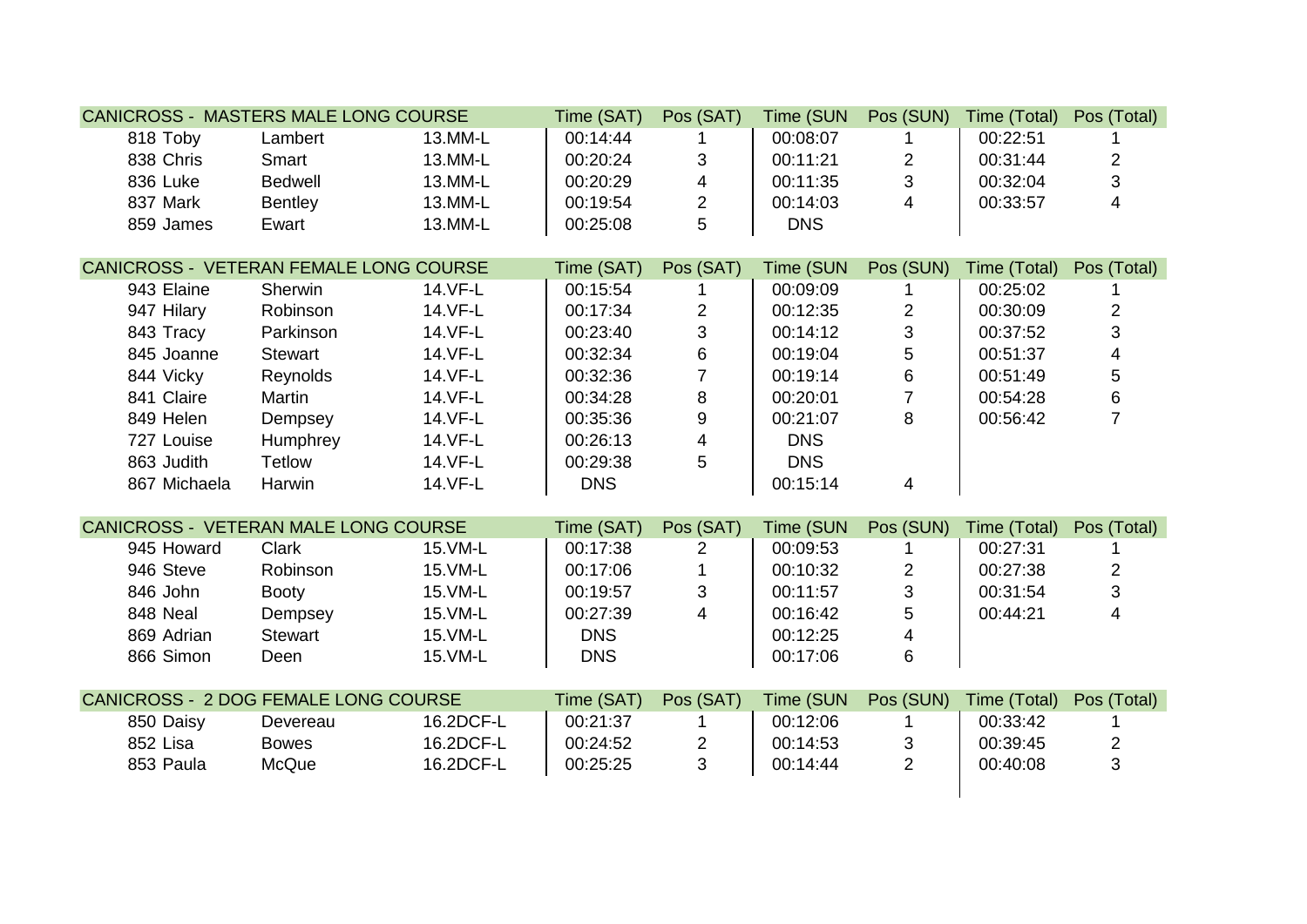| CANICROSS - MASTERS MALE LONG COURSE | | | Time (SAT) | Pos (SAT) | Time (SUN | Pos (SUN) | Time (Total) | Pos (Total) |
|---|---|---|---|---|---|---|---|---|
| 818 Toby | Lambert | 13.MM-L | 00:14:44 | 1 | 00:08:07 | 1 | 00:22:51 | 1 |
| 838 Chris | Smart | 13.MM-L | 00:20:24 | 3 | 00:11:21 | 2 | 00:31:44 | 2 |
| 836 Luke | Bedwell | 13.MM-L | 00:20:29 | 4 | 00:11:35 | 3 | 00:32:04 | 3 |
| 837 Mark | Bentley | 13.MM-L | 00:19:54 | 2 | 00:14:03 | 4 | 00:33:57 | 4 |
| 859 James | Ewart | 13.MM-L | 00:25:08 | 5 | DNS | | | |

| CANICROSS - VETERAN FEMALE LONG COURSE | | | Time (SAT) | Pos (SAT) | Time (SUN | Pos (SUN) | Time (Total) | Pos (Total) |
|---|---|---|---|---|---|---|---|---|
| 943 Elaine | Sherwin | 14.VF-L | 00:15:54 | 1 | 00:09:09 | 1 | 00:25:02 | 1 |
| 947 Hilary | Robinson | 14.VF-L | 00:17:34 | 2 | 00:12:35 | 2 | 00:30:09 | 2 |
| 843 Tracy | Parkinson | 14.VF-L | 00:23:40 | 3 | 00:14:12 | 3 | 00:37:52 | 3 |
| 845 Joanne | Stewart | 14.VF-L | 00:32:34 | 6 | 00:19:04 | 5 | 00:51:37 | 4 |
| 844 Vicky | Reynolds | 14.VF-L | 00:32:36 | 7 | 00:19:14 | 6 | 00:51:49 | 5 |
| 841 Claire | Martin | 14.VF-L | 00:34:28 | 8 | 00:20:01 | 7 | 00:54:28 | 6 |
| 849 Helen | Dempsey | 14.VF-L | 00:35:36 | 9 | 00:21:07 | 8 | 00:56:42 | 7 |
| 727 Louise | Humphrey | 14.VF-L | 00:26:13 | 4 | DNS | | | |
| 863 Judith | Tetlow | 14.VF-L | 00:29:38 | 5 | DNS | | | |
| 867 Michaela | Harwin | 14.VF-L | DNS | | 00:15:14 | 4 | | |

| CANICROSS - VETERAN MALE LONG COURSE | | | Time (SAT) | Pos (SAT) | Time (SUN | Pos (SUN) | Time (Total) | Pos (Total) |
|---|---|---|---|---|---|---|---|---|
| 945 Howard | Clark | 15.VM-L | 00:17:38 | 2 | 00:09:53 | 1 | 00:27:31 | 1 |
| 946 Steve | Robinson | 15.VM-L | 00:17:06 | 1 | 00:10:32 | 2 | 00:27:38 | 2 |
| 846 John | Booty | 15.VM-L | 00:19:57 | 3 | 00:11:57 | 3 | 00:31:54 | 3 |
| 848 Neal | Dempsey | 15.VM-L | 00:27:39 | 4 | 00:16:42 | 5 | 00:44:21 | 4 |
| 869 Adrian | Stewart | 15.VM-L | DNS | | 00:12:25 | 4 | | |
| 866 Simon | Deen | 15.VM-L | DNS | | 00:17:06 | 6 | | |

| CANICROSS - 2 DOG FEMALE LONG COURSE | | | Time (SAT) | Pos (SAT) | Time (SUN | Pos (SUN) | Time (Total) | Pos (Total) |
|---|---|---|---|---|---|---|---|---|
| 850 Daisy | Devereau | 16.2DCF-L | 00:21:37 | 1 | 00:12:06 | 1 | 00:33:42 | 1 |
| 852 Lisa | Bowes | 16.2DCF-L | 00:24:52 | 2 | 00:14:53 | 3 | 00:39:45 | 2 |
| 853 Paula | McQue | 16.2DCF-L | 00:25:25 | 3 | 00:14:44 | 2 | 00:40:08 | 3 |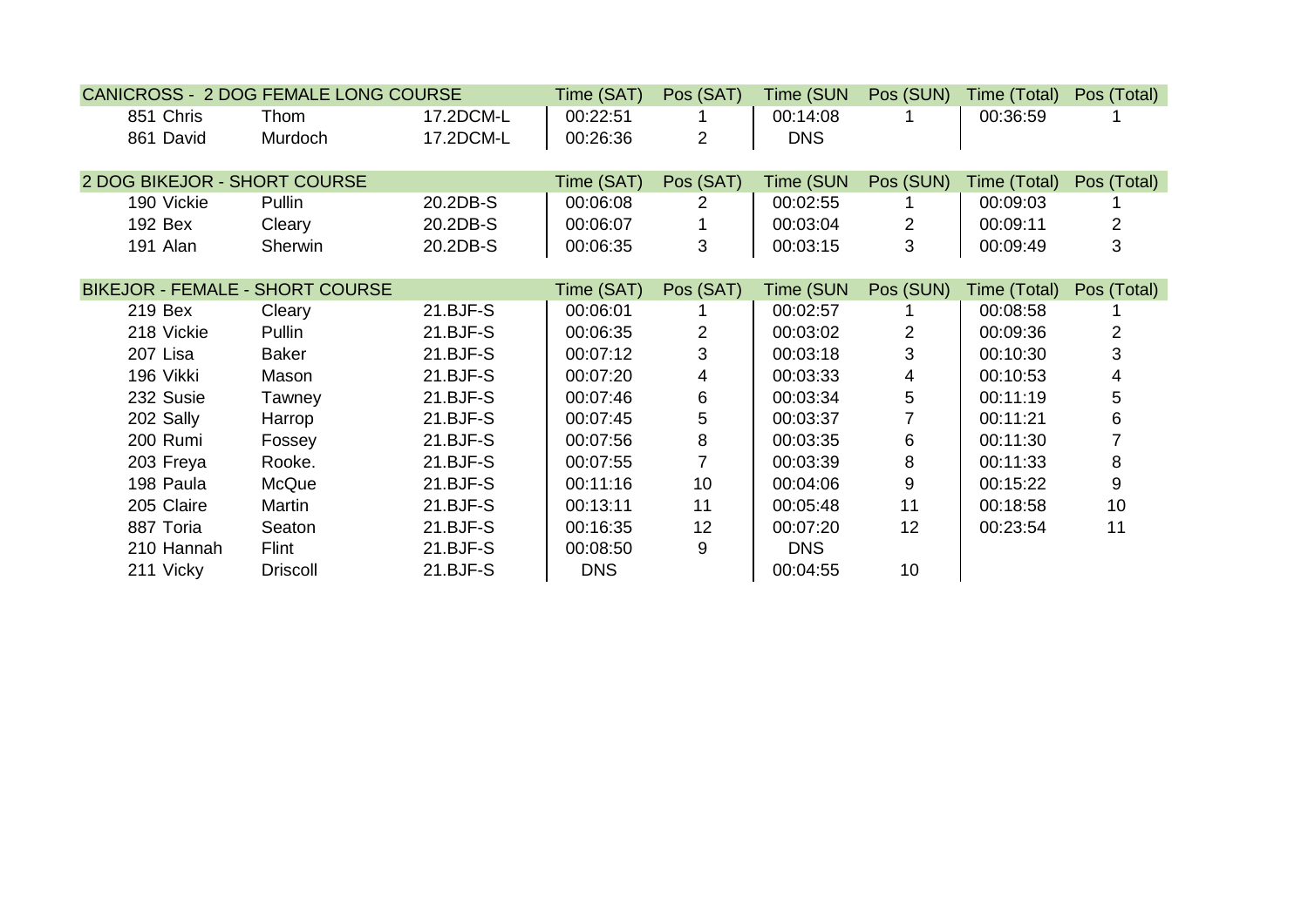| CANICROSS - 2 DOG FEMALE LONG COURSE | | | Time (SAT) | Pos (SAT) | Time (SUN | Pos (SUN) | Time (Total) | Pos (Total) |
|---|---|---|---|---|---|---|---|---|
| 851 Chris | Thom | 17.2DCM-L | 00:22:51 | 1 | 00:14:08 | 1 | 00:36:59 | 1 |
| 861 David | Murdoch | 17.2DCM-L | 00:26:36 | 2 | DNS | | | |

| 2 DOG BIKEJOR - SHORT COURSE | | | Time (SAT) | Pos (SAT) | Time (SUN | Pos (SUN) | Time (Total) | Pos (Total) |
|---|---|---|---|---|---|---|---|---|
| 190 Vickie | Pullin | 20.2DB-S | 00:06:08 | 2 | 00:02:55 | 1 | 00:09:03 | 1 |
| 192 Bex | Cleary | 20.2DB-S | 00:06:07 | 1 | 00:03:04 | 2 | 00:09:11 | 2 |
| 191 Alan | Sherwin | 20.2DB-S | 00:06:35 | 3 | 00:03:15 | 3 | 00:09:49 | 3 |

| BIKEJOR - FEMALE - SHORT COURSE | | | Time (SAT) | Pos (SAT) | Time (SUN | Pos (SUN) | Time (Total) | Pos (Total) |
|---|---|---|---|---|---|---|---|---|
| 219 Bex | Cleary | 21.BJF-S | 00:06:01 | 1 | 00:02:57 | 1 | 00:08:58 | 1 |
| 218 Vickie | Pullin | 21.BJF-S | 00:06:35 | 2 | 00:03:02 | 2 | 00:09:36 | 2 |
| 207 Lisa | Baker | 21.BJF-S | 00:07:12 | 3 | 00:03:18 | 3 | 00:10:30 | 3 |
| 196 Vikki | Mason | 21.BJF-S | 00:07:20 | 4 | 00:03:33 | 4 | 00:10:53 | 4 |
| 232 Susie | Tawney | 21.BJF-S | 00:07:46 | 6 | 00:03:34 | 5 | 00:11:19 | 5 |
| 202 Sally | Harrop | 21.BJF-S | 00:07:45 | 5 | 00:03:37 | 7 | 00:11:21 | 6 |
| 200 Rumi | Fossey | 21.BJF-S | 00:07:56 | 8 | 00:03:35 | 6 | 00:11:30 | 7 |
| 203 Freya | Rooke. | 21.BJF-S | 00:07:55 | 7 | 00:03:39 | 8 | 00:11:33 | 8 |
| 198 Paula | McQue | 21.BJF-S | 00:11:16 | 10 | 00:04:06 | 9 | 00:15:22 | 9 |
| 205 Claire | Martin | 21.BJF-S | 00:13:11 | 11 | 00:05:48 | 11 | 00:18:58 | 10 |
| 887 Toria | Seaton | 21.BJF-S | 00:16:35 | 12 | 00:07:20 | 12 | 00:23:54 | 11 |
| 210 Hannah | Flint | 21.BJF-S | 00:08:50 | 9 | DNS | | | |
| 211 Vicky | Driscoll | 21.BJF-S | DNS | | 00:04:55 | 10 | | |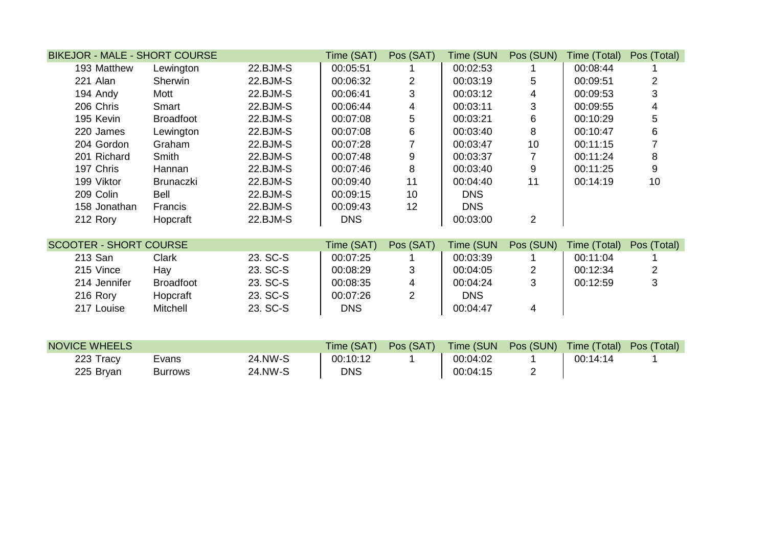| BIKEJOR - MALE - SHORT COURSE | | | Time (SAT) | Pos (SAT) | Time (SUN | Pos (SUN) | Time (Total) | Pos (Total) |
|---|---|---|---|---|---|---|---|---|
| 193 Matthew | Lewington | 22.BJM-S | 00:05:51 | 1 | 00:02:53 | 1 | 00:08:44 | 1 |
| 221 Alan | Sherwin | 22.BJM-S | 00:06:32 | 2 | 00:03:19 | 5 | 00:09:51 | 2 |
| 194 Andy | Mott | 22.BJM-S | 00:06:41 | 3 | 00:03:12 | 4 | 00:09:53 | 3 |
| 206 Chris | Smart | 22.BJM-S | 00:06:44 | 4 | 00:03:11 | 3 | 00:09:55 | 4 |
| 195 Kevin | Broadfoot | 22.BJM-S | 00:07:08 | 5 | 00:03:21 | 6 | 00:10:29 | 5 |
| 220 James | Lewington | 22.BJM-S | 00:07:08 | 6 | 00:03:40 | 8 | 00:10:47 | 6 |
| 204 Gordon | Graham | 22.BJM-S | 00:07:28 | 7 | 00:03:47 | 10 | 00:11:15 | 7 |
| 201 Richard | Smith | 22.BJM-S | 00:07:48 | 9 | 00:03:37 | 7 | 00:11:24 | 8 |
| 197 Chris | Hannan | 22.BJM-S | 00:07:46 | 8 | 00:03:40 | 9 | 00:11:25 | 9 |
| 199 Viktor | Brunaczki | 22.BJM-S | 00:09:40 | 11 | 00:04:40 | 11 | 00:14:19 | 10 |
| 209 Colin | Bell | 22.BJM-S | 00:09:15 | 10 | DNS | | | |
| 158 Jonathan | Francis | 22.BJM-S | 00:09:43 | 12 | DNS | | | |
| 212 Rory | Hopcraft | 22.BJM-S | DNS | | 00:03:00 | 2 | | |

| SCOOTER - SHORT COURSE | | | Time (SAT) | Pos (SAT) | Time (SUN | Pos (SUN) | Time (Total) | Pos (Total) |
|---|---|---|---|---|---|---|---|---|
| 213 San | Clark | 23. SC-S | 00:07:25 | 1 | 00:03:39 | 1 | 00:11:04 | 1 |
| 215 Vince | Hay | 23. SC-S | 00:08:29 | 3 | 00:04:05 | 2 | 00:12:34 | 2 |
| 214 Jennifer | Broadfoot | 23. SC-S | 00:08:35 | 4 | 00:04:24 | 3 | 00:12:59 | 3 |
| 216 Rory | Hopcraft | 23. SC-S | 00:07:26 | 2 | DNS | | | |
| 217 Louise | Mitchell | 23. SC-S | DNS | | 00:04:47 | 4 | | |

| NOVICE WHEELS | | | Time (SAT) | Pos (SAT) | Time (SUN | Pos (SUN) | Time (Total) | Pos (Total) |
|---|---|---|---|---|---|---|---|---|
| 223 Tracy | Evans | 24.NW-S | 00:10:12 | 1 | 00:04:02 | 1 | 00:14:14 | 1 |
| 225 Bryan | Burrows | 24.NW-S | DNS | | 00:04:15 | 2 | | |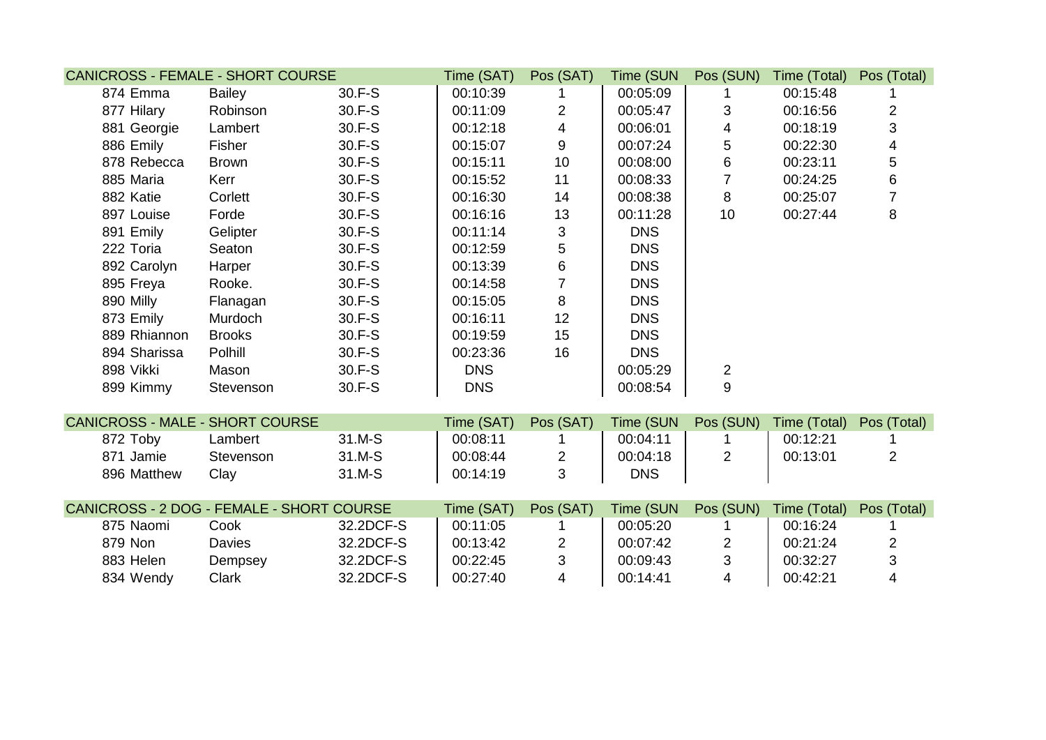| CANICROSS - FEMALE - SHORT COURSE | | | Time (SAT) | Pos (SAT) | Time (SUN | Pos (SUN) | Time (Total) | Pos (Total) |
|---|---|---|---|---|---|---|---|---|
| 874 Emma | Bailey | 30.F-S | 00:10:39 | 1 | 00:05:09 | 1 | 00:15:48 | 1 |
| 877 Hilary | Robinson | 30.F-S | 00:11:09 | 2 | 00:05:47 | 3 | 00:16:56 | 2 |
| 881 Georgie | Lambert | 30.F-S | 00:12:18 | 4 | 00:06:01 | 4 | 00:18:19 | 3 |
| 886 Emily | Fisher | 30.F-S | 00:15:07 | 9 | 00:07:24 | 5 | 00:22:30 | 4 |
| 878 Rebecca | Brown | 30.F-S | 00:15:11 | 10 | 00:08:00 | 6 | 00:23:11 | 5 |
| 885 Maria | Kerr | 30.F-S | 00:15:52 | 11 | 00:08:33 | 7 | 00:24:25 | 6 |
| 882 Katie | Corlett | 30.F-S | 00:16:30 | 14 | 00:08:38 | 8 | 00:25:07 | 7 |
| 897 Louise | Forde | 30.F-S | 00:16:16 | 13 | 00:11:28 | 10 | 00:27:44 | 8 |
| 891 Emily | Gelipter | 30.F-S | 00:11:14 | 3 | DNS | | | |
| 222 Toria | Seaton | 30.F-S | 00:12:59 | 5 | DNS | | | |
| 892 Carolyn | Harper | 30.F-S | 00:13:39 | 6 | DNS | | | |
| 895 Freya | Rooke. | 30.F-S | 00:14:58 | 7 | DNS | | | |
| 890 Milly | Flanagan | 30.F-S | 00:15:05 | 8 | DNS | | | |
| 873 Emily | Murdoch | 30.F-S | 00:16:11 | 12 | DNS | | | |
| 889 Rhiannon | Brooks | 30.F-S | 00:19:59 | 15 | DNS | | | |
| 894 Sharissa | Polhill | 30.F-S | 00:23:36 | 16 | DNS | | | |
| 898 Vikki | Mason | 30.F-S | DNS | | 00:05:29 | 2 | | |
| 899 Kimmy | Stevenson | 30.F-S | DNS | | 00:08:54 | 9 | | |

| CANICROSS - MALE - SHORT COURSE | | | Time (SAT) | Pos (SAT) | Time (SUN | Pos (SUN) | Time (Total) | Pos (Total) |
|---|---|---|---|---|---|---|---|---|
| 872 Toby | Lambert | 31.M-S | 00:08:11 | 1 | 00:04:11 | 1 | 00:12:21 | 1 |
| 871 Jamie | Stevenson | 31.M-S | 00:08:44 | 2 | 00:04:18 | 2 | 00:13:01 | 2 |
| 896 Matthew | Clay | 31.M-S | 00:14:19 | 3 | DNS | | | |

| CANICROSS - 2 DOG - FEMALE - SHORT COURSE | | | Time (SAT) | Pos (SAT) | Time (SUN | Pos (SUN) | Time (Total) | Pos (Total) |
|---|---|---|---|---|---|---|---|---|
| 875 Naomi | Cook | 32.2DCF-S | 00:11:05 | 1 | 00:05:20 | 1 | 00:16:24 | 1 |
| 879 Non | Davies | 32.2DCF-S | 00:13:42 | 2 | 00:07:42 | 2 | 00:21:24 | 2 |
| 883 Helen | Dempsey | 32.2DCF-S | 00:22:45 | 3 | 00:09:43 | 3 | 00:32:27 | 3 |
| 834 Wendy | Clark | 32.2DCF-S | 00:27:40 | 4 | 00:14:41 | 4 | 00:42:21 | 4 |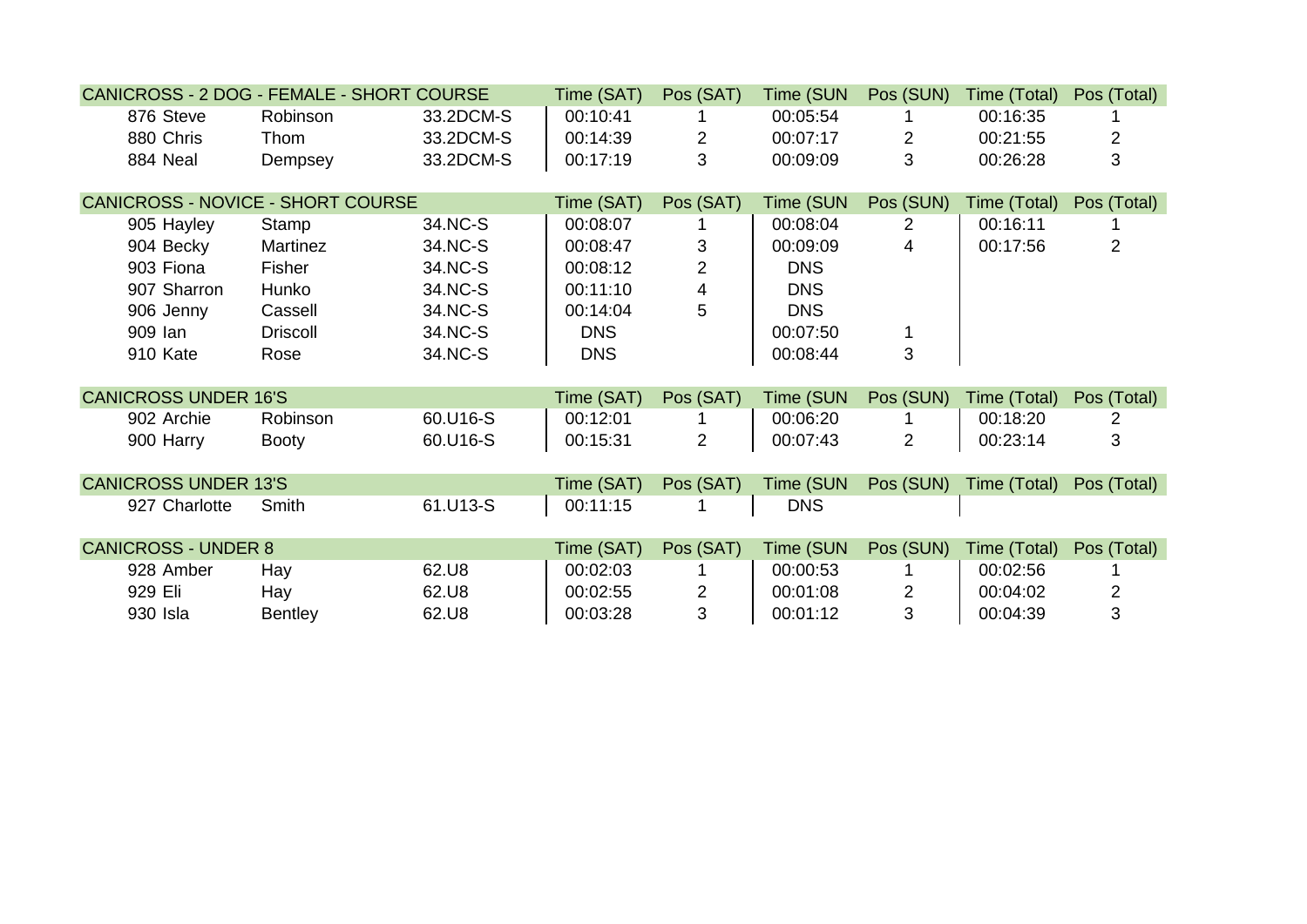| CANICROSS - 2 DOG - FEMALE - SHORT COURSE | | | Time (SAT) | Pos (SAT) | Time (SUN | Pos (SUN) | Time (Total) | Pos (Total) |
|---|---|---|---|---|---|---|---|---|
| 876 Steve | Robinson | 33.2DCM-S | 00:10:41 | 1 | 00:05:54 | 1 | 00:16:35 | 1 |
| 880 Chris | Thom | 33.2DCM-S | 00:14:39 | 2 | 00:07:17 | 2 | 00:21:55 | 2 |
| 884 Neal | Dempsey | 33.2DCM-S | 00:17:19 | 3 | 00:09:09 | 3 | 00:26:28 | 3 |

| CANICROSS - NOVICE - SHORT COURSE | | | Time (SAT) | Pos (SAT) | Time (SUN | Pos (SUN) | Time (Total) | Pos (Total) |
|---|---|---|---|---|---|---|---|---|
| 905 Hayley | Stamp | 34.NC-S | 00:08:07 | 1 | 00:08:04 | 2 | 00:16:11 | 1 |
| 904 Becky | Martinez | 34.NC-S | 00:08:47 | 3 | 00:09:09 | 4 | 00:17:56 | 2 |
| 903 Fiona | Fisher | 34.NC-S | 00:08:12 | 2 | DNS | | | |
| 907 Sharron | Hunko | 34.NC-S | 00:11:10 | 4 | DNS | | | |
| 906 Jenny | Cassell | 34.NC-S | 00:14:04 | 5 | DNS | | | |
| 909 Ian | Driscoll | 34.NC-S | DNS | | 00:07:50 | 1 | | |
| 910 Kate | Rose | 34.NC-S | DNS | | 00:08:44 | 3 | | |

| CANICROSS UNDER 16'S | | | Time (SAT) | Pos (SAT) | Time (SUN | Pos (SUN) | Time (Total) | Pos (Total) |
|---|---|---|---|---|---|---|---|---|
| 902 Archie | Robinson | 60.U16-S | 00:12:01 | 1 | 00:06:20 | 1 | 00:18:20 | 2 |
| 900 Harry | Booty | 60.U16-S | 00:15:31 | 2 | 00:07:43 | 2 | 00:23:14 | 3 |

| CANICROSS UNDER 13'S | | | Time (SAT) | Pos (SAT) | Time (SUN | Pos (SUN) | Time (Total) | Pos (Total) |
|---|---|---|---|---|---|---|---|---|
| 927 Charlotte | Smith | 61.U13-S | 00:11:15 | 1 | DNS | | | |

| CANICROSS - UNDER 8 | | | Time (SAT) | Pos (SAT) | Time (SUN | Pos (SUN) | Time (Total) | Pos (Total) |
|---|---|---|---|---|---|---|---|---|
| 928 Amber | Hay | 62.U8 | 00:02:03 | 1 | 00:00:53 | 1 | 00:02:56 | 1 |
| 929 Eli | Hay | 62.U8 | 00:02:55 | 2 | 00:01:08 | 2 | 00:04:02 | 2 |
| 930 Isla | Bentley | 62.U8 | 00:03:28 | 3 | 00:01:12 | 3 | 00:04:39 | 3 |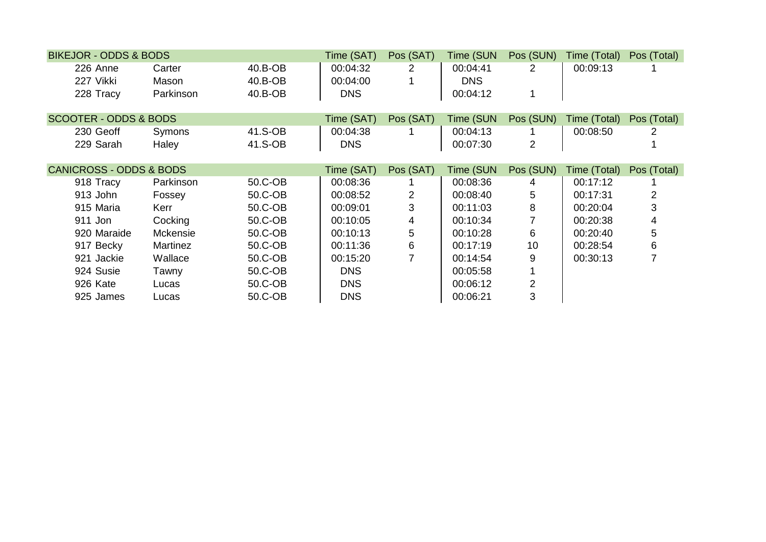| BIKEJOR - ODDS & BODS | | | Time (SAT) | Pos (SAT) | Time (SUN | Pos (SUN) | Time (Total) | Pos (Total) |
|---|---|---|---|---|---|---|---|---|
| 226 Anne | Carter | 40.B-OB | 00:04:32 | 2 | 00:04:41 | 2 | 00:09:13 | 1 |
| 227 Vikki | Mason | 40.B-OB | 00:04:00 | 1 | DNS | | | |
| 228 Tracy | Parkinson | 40.B-OB | DNS | | 00:04:12 | 1 | | |

| SCOOTER - ODDS & BODS | | | Time (SAT) | Pos (SAT) | Time (SUN | Pos (SUN) | Time (Total) | Pos (Total) |
|---|---|---|---|---|---|---|---|---|
| 230 Geoff | Symons | 41.S-OB | 00:04:38 | 1 | 00:04:13 | 1 | 00:08:50 | 2 |
| 229 Sarah | Haley | 41.S-OB | DNS | | 00:07:30 | 2 | | 1 |

| CANICROSS - ODDS & BODS | | | Time (SAT) | Pos (SAT) | Time (SUN | Pos (SUN) | Time (Total) | Pos (Total) |
|---|---|---|---|---|---|---|---|---|
| 918 Tracy | Parkinson | 50.C-OB | 00:08:36 | 1 | 00:08:36 | 4 | 00:17:12 | 1 |
| 913 John | Fossey | 50.C-OB | 00:08:52 | 2 | 00:08:40 | 5 | 00:17:31 | 2 |
| 915 Maria | Kerr | 50.C-OB | 00:09:01 | 3 | 00:11:03 | 8 | 00:20:04 | 3 |
| 911 Jon | Cocking | 50.C-OB | 00:10:05 | 4 | 00:10:34 | 7 | 00:20:38 | 4 |
| 920 Maraide | Mckensie | 50.C-OB | 00:10:13 | 5 | 00:10:28 | 6 | 00:20:40 | 5 |
| 917 Becky | Martinez | 50.C-OB | 00:11:36 | 6 | 00:17:19 | 10 | 00:28:54 | 6 |
| 921 Jackie | Wallace | 50.C-OB | 00:15:20 | 7 | 00:14:54 | 9 | 00:30:13 | 7 |
| 924 Susie | Tawny | 50.C-OB | DNS | | 00:05:58 | 1 | | |
| 926 Kate | Lucas | 50.C-OB | DNS | | 00:06:12 | 2 | | |
| 925 James | Lucas | 50.C-OB | DNS | | 00:06:21 | 3 | | |